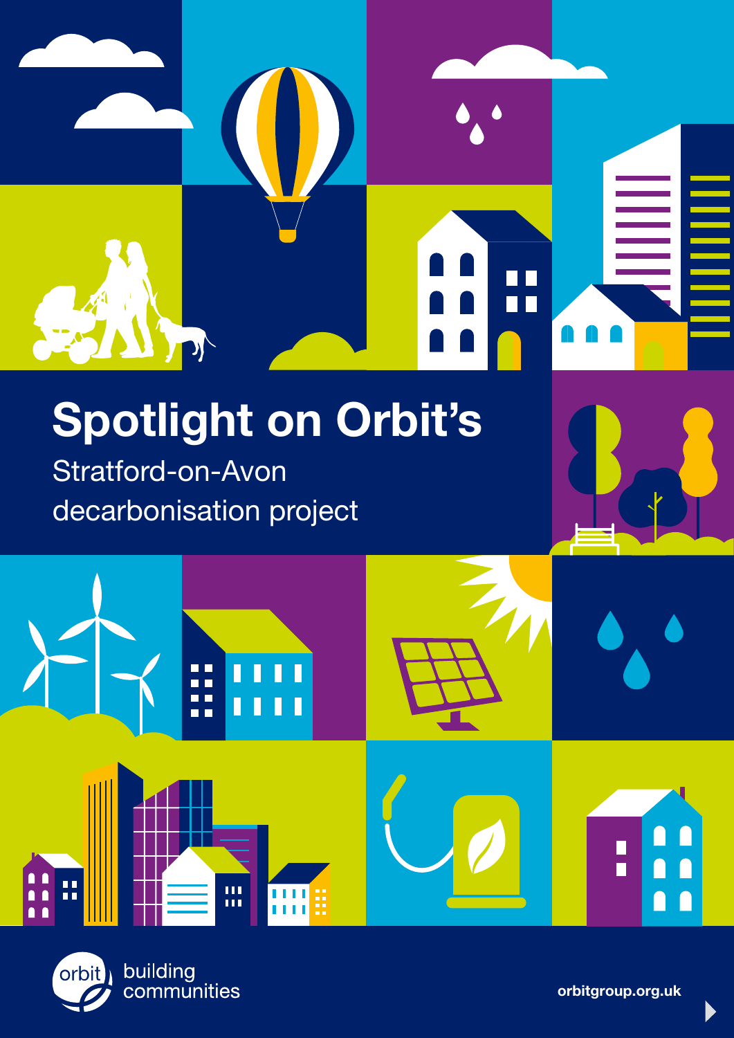# Spotlight on Orbit's

## Stratford-on-Avon decarbonisation project

orbit building communities

orbitgroup.org.uk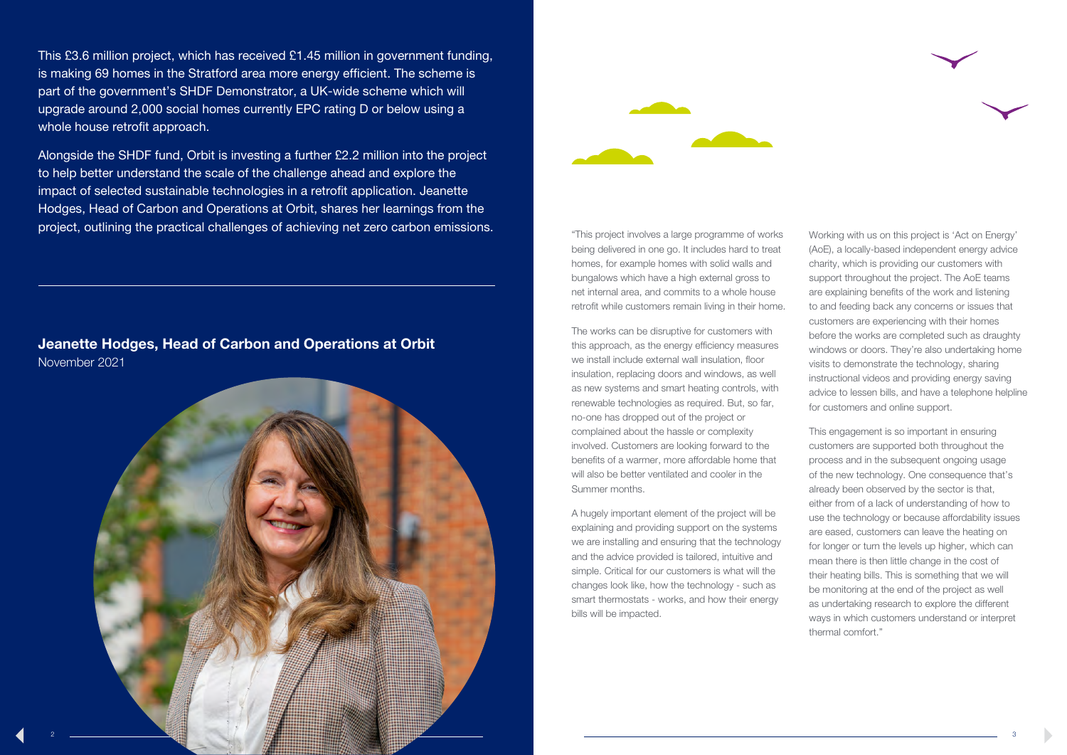This £3.6 million project, which has received £1.45 million in government funding, is making 69 homes in the Stratford area more energy efficient. The scheme is part of the government's SHDF Demonstrator, a UK-wide scheme which will upgrade around 2,000 social homes currently EPC rating D or below using a whole house retrofit approach.

Alongside the SHDF fund, Orbit is investing a further £2.2 million into the project to help better understand the scale of the challenge ahead and explore the impact of selected sustainable technologies in a retrofit application. Jeanette Hodges, Head of Carbon and Operations at Orbit, shares her learnings from the project, outlining the practical challenges of achieving net zero carbon emissions.

**Jeanette Hodges, Head of Carbon and Operations at Orbit**
November 2021

"This project involves a large programme of works being delivered in one go. It includes hard to treat homes, for example homes with solid walls and bungalows which have a high external gross to net internal area, and commits to a whole house retrofit while customers remain living in their home.

The works can be disruptive for customers with this approach, as the energy efficiency measures we install include external wall insulation, floor insulation, replacing doors and windows, as well as new systems and smart heating controls, with renewable technologies as required. But, so far, no-one has dropped out of the project or complained about the hassle or complexity involved. Customers are looking forward to the benefits of a warmer, more affordable home that will also be better ventilated and cooler in the Summer months.

A hugely important element of the project will be explaining and providing support on the systems we are installing and ensuring that the technology and the advice provided is tailored, intuitive and simple. Critical for our customers is what will the changes look like, how the technology - such as smart thermostats - works, and how their energy bills will be impacted.

Working with us on this project is 'Act on Energy' (AoE), a locally-based independent energy advice charity, which is providing our customers with support throughout the project. The AoE teams are explaining benefits of the work and listening to and feeding back any concerns or issues that customers are experiencing with their homes before the works are completed such as draughty windows or doors. They're also undertaking home visits to demonstrate the technology, sharing instructional videos and providing energy saving advice to lessen bills, and have a telephone helpline for customers and online support.

This engagement is so important in ensuring customers are supported both throughout the process and in the subsequent ongoing usage of the new technology. One consequence that's already been observed by the sector is that, either from of a lack of understanding of how to use the technology or because affordability issues are eased, customers can leave the heating on for longer or turn the levels up higher, which can mean there is then little change in the cost of their heating bills. This is something that we will be monitoring at the end of the project as well as undertaking research to explore the different ways in which customers understand or interpret thermal comfort."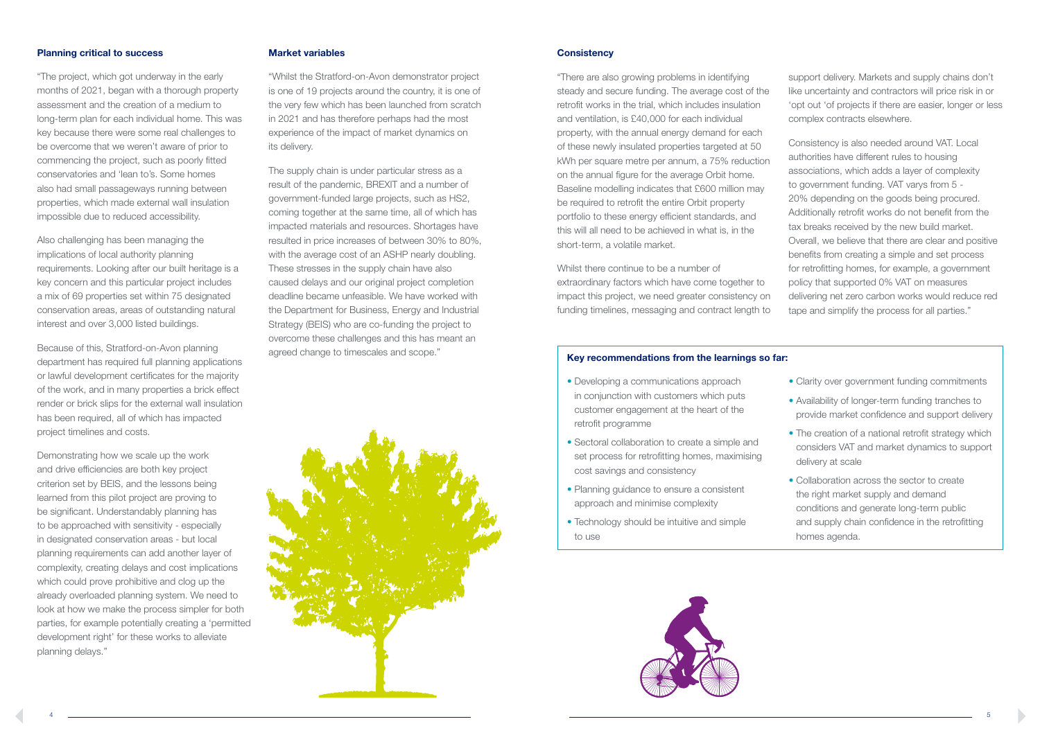### Planning critical to success

"The project, which got underway in the early months of 2021, began with a thorough property assessment and the creation of a medium to long-term plan for each individual home. This was key because there were some real challenges to be overcome that we weren't aware of prior to commencing the project, such as poorly fitted conservatories and 'lean to's. Some homes also had small passageways running between properties, which made external wall insulation impossible due to reduced accessibility.

Also challenging has been managing the implications of local authority planning requirements. Looking after our built heritage is a key concern and this particular project includes a mix of 69 properties set within 75 designated conservation areas, areas of outstanding natural interest and over 3,000 listed buildings.

Because of this, Stratford-on-Avon planning department has required full planning applications or lawful development certificates for the majority of the work, and in many properties a brick effect render or brick slips for the external wall insulation has been required, all of which has impacted project timelines and costs.

Demonstrating how we scale up the work and drive efficiencies are both key project criterion set by BEIS, and the lessons being learned from this pilot project are proving to be significant. Understandably planning has to be approached with sensitivity - especially in designated conservation areas - but local planning requirements can add another layer of complexity, creating delays and cost implications which could prove prohibitive and clog up the already overloaded planning system. We need to look at how we make the process simpler for both parties, for example potentially creating a 'permitted development right' for these works to alleviate planning delays."

### Market variables

"Whilst the Stratford-on-Avon demonstrator project is one of 19 projects around the country, it is one of the very few which has been launched from scratch in 2021 and has therefore perhaps had the most experience of the impact of market dynamics on its delivery.

The supply chain is under particular stress as a result of the pandemic, BREXIT and a number of government-funded large projects, such as HS2, coming together at the same time, all of which has impacted materials and resources. Shortages have resulted in price increases of between 30% to 80%, with the average cost of an ASHP nearly doubling. These stresses in the supply chain have also caused delays and our original project completion deadline became unfeasible. We have worked with the Department for Business, Energy and Industrial Strategy (BEIS) who are co-funding the project to overcome these challenges and this has meant an agreed change to timescales and scope."

### Consistency

"There are also growing problems in identifying steady and secure funding. The average cost of the retrofit works in the trial, which includes insulation and ventilation, is £40,000 for each individual property, with the annual energy demand for each of these newly insulated properties targeted at 50 kWh per square metre per annum, a 75% reduction on the annual figure for the average Orbit home. Baseline modelling indicates that £600 million may be required to retrofit the entire Orbit property portfolio to these energy efficient standards, and this will all need to be achieved in what is, in the short-term, a volatile market.

Whilst there continue to be a number of extraordinary factors which have come together to impact this project, we need greater consistency on funding timelines, messaging and contract length to support delivery. Markets and supply chains don't like uncertainty and contractors will price risk in or 'opt out 'of projects if there are easier, longer or less complex contracts elsewhere.

Consistency is also needed around VAT. Local authorities have different rules to housing associations, which adds a layer of complexity to government funding. VAT varys from 5 - 20% depending on the goods being procured. Additionally retrofit works do not benefit from the tax breaks received by the new build market. Overall, we believe that there are clear and positive benefits from creating a simple and set process for retrofitting homes, for example, a government policy that supported 0% VAT on measures delivering net zero carbon works would reduce red tape and simplify the process for all parties."

**Key recommendations from the learnings so far:**

- Developing a communications approach in conjunction with customers which puts customer engagement at the heart of the retrofit programme
- Sectoral collaboration to create a simple and set process for retrofitting homes, maximising cost savings and consistency
- Planning guidance to ensure a consistent approach and minimise complexity
- Technology should be intuitive and simple to use
- Clarity over government funding commitments
- Availability of longer-term funding tranches to provide market confidence and support delivery
- The creation of a national retrofit strategy which considers VAT and market dynamics to support delivery at scale
- Collaboration across the sector to create the right market supply and demand conditions and generate long-term public and supply chain confidence in the retrofitting homes agenda.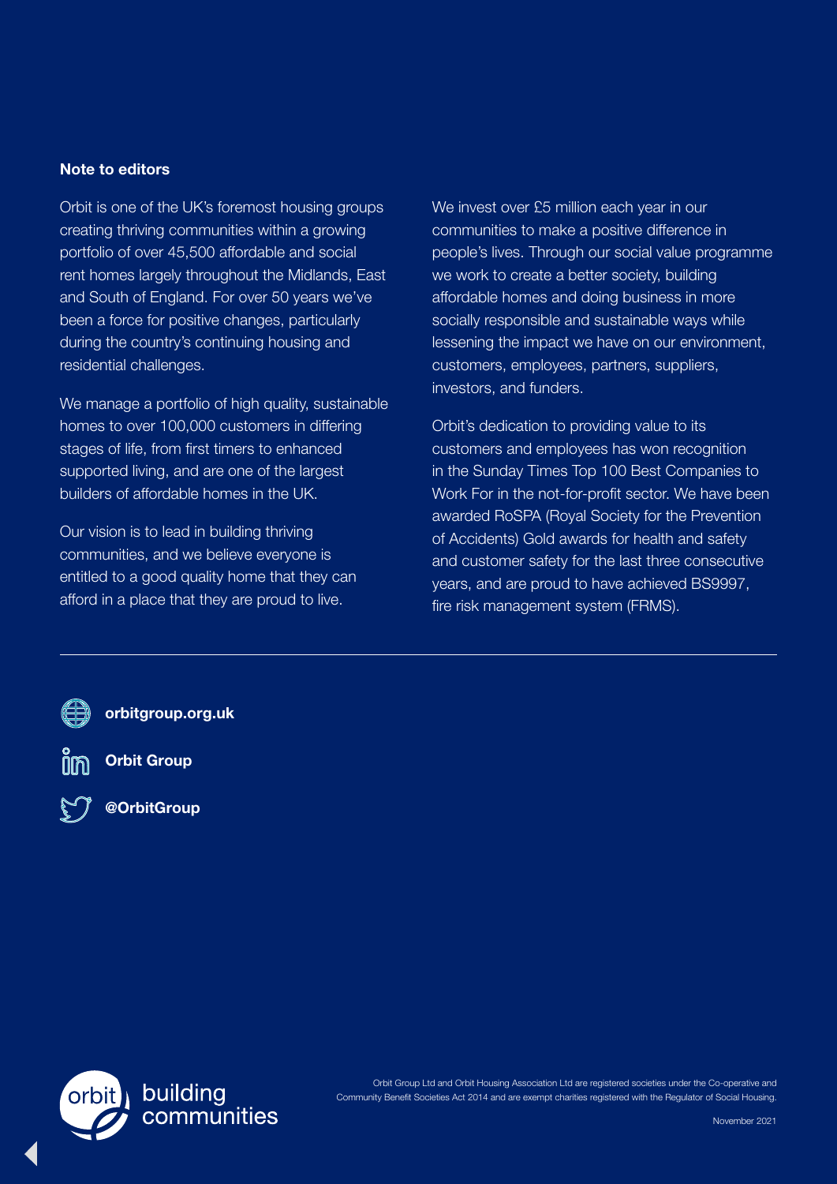**Note to editors**

Orbit is one of the UK's foremost housing groups creating thriving communities within a growing portfolio of over 45,500 affordable and social rent homes largely throughout the Midlands, East and South of England. For over 50 years we've been a force for positive changes, particularly during the country's continuing housing and residential challenges.

We manage a portfolio of high quality, sustainable homes to over 100,000 customers in differing stages of life, from first timers to enhanced supported living, and are one of the largest builders of affordable homes in the UK.

Our vision is to lead in building thriving communities, and we believe everyone is entitled to a good quality home that they can afford in a place that they are proud to live.

We invest over £5 million each year in our communities to make a positive difference in people's lives. Through our social value programme we work to create a better society, building affordable homes and doing business in more socially responsible and sustainable ways while lessening the impact we have on our environment, customers, employees, partners, suppliers, investors, and funders.

Orbit's dedication to providing value to its customers and employees has won recognition in the Sunday Times Top 100 Best Companies to Work For in the not-for-profit sector. We have been awarded RoSPA (Royal Society for the Prevention of Accidents) Gold awards for health and safety and customer safety for the last three consecutive years, and are proud to have achieved BS9997, fire risk management system (FRMS).

---

**orbitgroup.org.uk**

**Orbit Group**

**@OrbitGroup**

orbit building communities

Orbit Group Ltd and Orbit Housing Association Ltd are registered societies under the Co-operative and Community Benefit Societies Act 2014 and are exempt charities registered with the Regulator of Social Housing.

November 2021